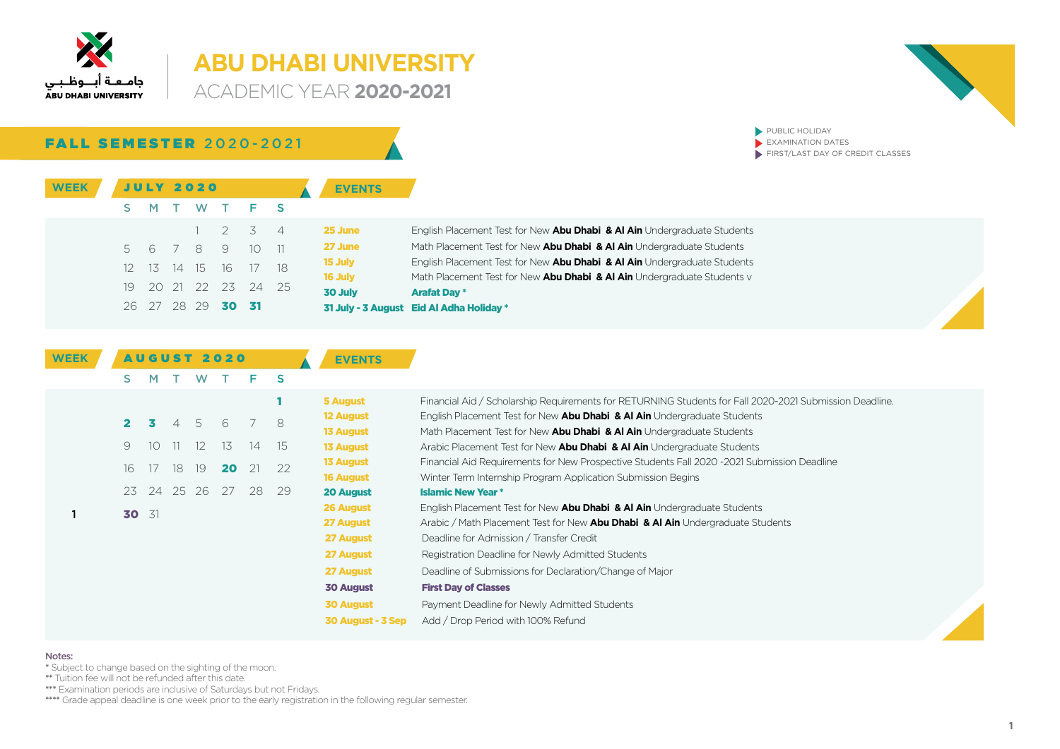جامعة أبوظبي
ABU DHABI UNIVERSITY

# ABU DHABI UNIVERSITY

ACADEMIC YEAR **2020-2021**

- PUBLIC HOLIDAY
- EXAMINATION DATES
- FIRST/LAST DAY OF CREDIT CLASSES

## FALL SEMESTER 2020-2021

### JULY 2020

| WEEK | S | M | T | W | T | F | S |
|---|---|---|---|---|---|---|---|
| | | | | 1 | 2 | 3 | 4 |
| | 5 | 6 | 7 | 8 | 9 | 10 | 11 |
| | 12 | 13 | 14 | 15 | 16 | 17 | 18 |
| | 19 | 20 | 21 | 22 | 23 | 24 | 25 |
| | 26 | 27 | 28 | 29 | **30** | **31** | |

**EVENTS**

| Date | Event |
|---|---|
| 25 June | English Placement Test for New **Abu Dhabi & Al Ain** Undergraduate Students |
| 27 June | Math Placement Test for New **Abu Dhabi & Al Ain** Undergraduate Students |
| 15 July | English Placement Test for New **Abu Dhabi & Al Ain** Undergraduate Students |
| 16 July | Math Placement Test for New **Abu Dhabi & Al Ain** Undergraduate Students v |
| 30 July | **Arafat Day *** |
| 31 July - 3 August | **Eid Al Adha Holiday *** |

### AUGUST 2020

| WEEK | S | M | T | W | T | F | S |
|---|---|---|---|---|---|---|---|
| | | | | | | | **1** |
| | **2** | **3** | 4 | 5 | 6 | 7 | 8 |
| | 9 | 10 | 11 | 12 | 13 | 14 | 15 |
| | 16 | 17 | 18 | 19 | **20** | 21 | 22 |
| | 23 | 24 | 25 | 26 | 27 | 28 | 29 |
| 1 | **30** | 31 | | | | | |

**EVENTS**

| Date | Event |
|---|---|
| 5 August | Financial Aid / Scholarship Requirements for RETURNING Students for Fall 2020-2021 Submission Deadline. |
| 12 August | English Placement Test for New **Abu Dhabi & Al Ain** Undergraduate Students |
| 13 August | Math Placement Test for New **Abu Dhabi & Al Ain** Undergraduate Students |
| 13 August | Arabic Placement Test for New **Abu Dhabi & Al Ain** Undergraduate Students |
| 13 August | Financial Aid Requirements for New Prospective Students Fall 2020 -2021 Submission Deadline |
| 16 August | Winter Term Internship Program Application Submission Begins |
| 20 August | **Islamic New Year *** |
| 26 August | English Placement Test for New **Abu Dhabi & Al Ain** Undergraduate Students |
| 27 August | Arabic / Math Placement Test for New **Abu Dhabi & Al Ain** Undergraduate Students |
| 27 August | Deadline for Admission / Transfer Credit |
| 27 August | Registration Deadline for Newly Admitted Students |
| 27 August | Deadline of Submissions for Declaration/Change of Major |
| 30 August | **First Day of Classes** |
| 30 August | Payment Deadline for Newly Admitted Students |
| 30 August - 3 Sep | Add / Drop Period with 100% Refund |

**Notes:**

* Subject to change based on the sighting of the moon.
** Tuition fee will not be refunded after this date.
*** Examination periods are inclusive of Saturdays but not Fridays.
**** Grade appeal deadline is one week prior to the early registration in the following regular semester.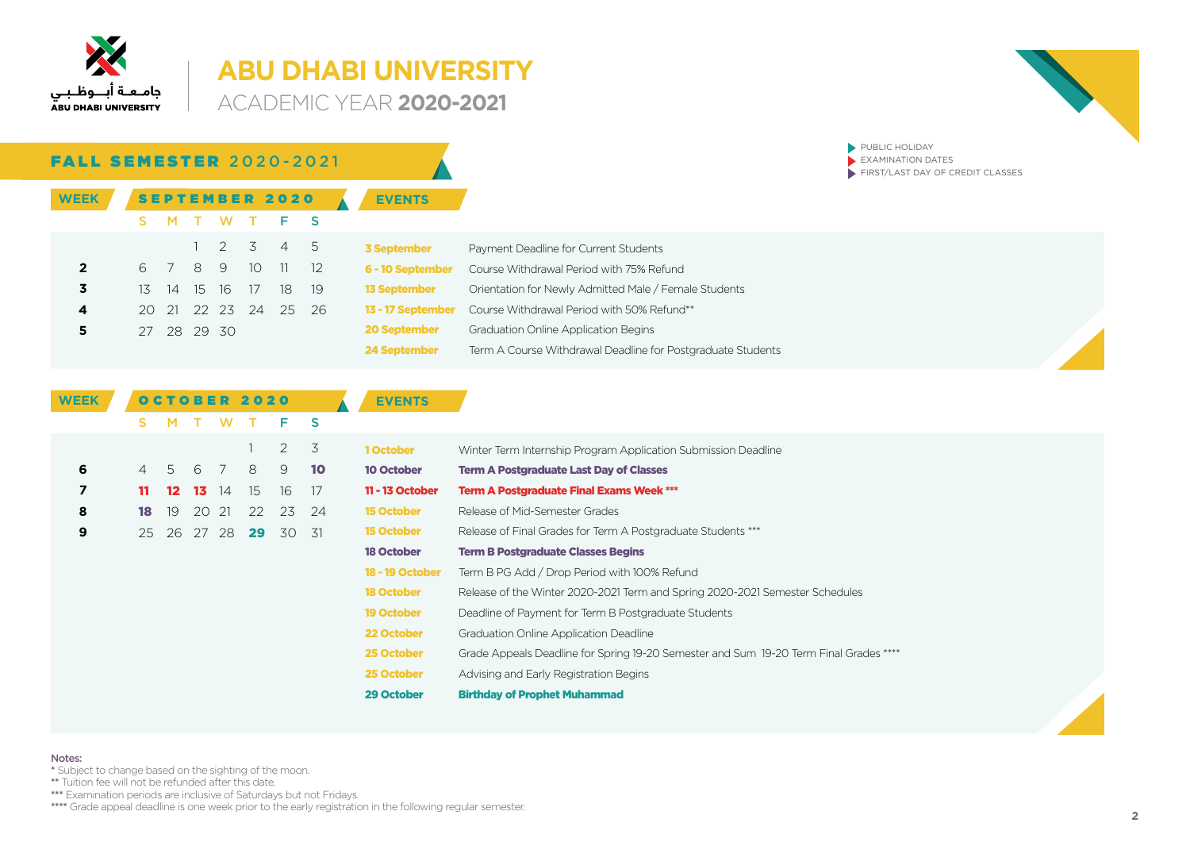# ABU DHABI UNIVERSITY

ACADEMIC YEAR **2020-2021**

- PUBLIC HOLIDAY
- EXAMINATION DATES
- FIRST/LAST DAY OF CREDIT CLASSES

## FALL SEMESTER 2020-2021

### SEPTEMBER 2020

| WEEK | S | M | T | W | T | F | S |
|---|---|---|---|---|---|---|---|
| | | | 1 | 2 | 3 | 4 | 5 |
| 2 | 6 | 7 | 8 | 9 | 10 | 11 | 12 |
| 3 | 13 | 14 | 15 | 16 | 17 | 18 | 19 |
| 4 | 20 | 21 | 22 | 23 | 24 | 25 | 26 |
| 5 | 27 | 28 | 29 | 30 | | | |

**EVENTS**

| Date | Event |
|---|---|
| 3 September | Payment Deadline for Current Students |
| 6 - 10 September | Course Withdrawal Period with 75% Refund |
| 13 September | Orientation for Newly Admitted Male / Female Students |
| 13 - 17 September | Course Withdrawal Period with 50% Refund** |
| 20 September | Graduation Online Application Begins |
| 24 September | Term A Course Withdrawal Deadline for Postgraduate Students |

### OCTOBER 2020

| WEEK | S | M | T | W | T | F | S |
|---|---|---|---|---|---|---|---|
| | | | | | 1 | 2 | 3 |
| 6 | 4 | 5 | 6 | 7 | 8 | 9 | **10** |
| 7 | **11** | **12** | **13** | 14 | 15 | 16 | 17 |
| 8 | **18** | 19 | 20 | 21 | 22 | 23 | 24 |
| 9 | 25 | 26 | 27 | 28 | **29** | 30 | 31 |

**EVENTS**

| Date | Event |
|---|---|
| 1 October | Winter Term Internship Program Application Submission Deadline |
| 10 October | **Term A Postgraduate Last Day of Classes** |
| 11 - 13 October | **Term A Postgraduate Final Exams Week *** ** |
| 15 October | Release of Mid-Semester Grades |
| 15 October | Release of Final Grades for Term A Postgraduate Students *** |
| 18 October | **Term B Postgraduate Classes Begins** |
| 18 - 19 October | Term B PG Add / Drop Period with 100% Refund |
| 18 October | Release of the Winter 2020-2021 Term and Spring 2020-2021 Semester Schedules |
| 19 October | Deadline of Payment for Term B Postgraduate Students |
| 22 October | Graduation Online Application Deadline |
| 25 October | Grade Appeals Deadline for Spring 19-20 Semester and Sum 19-20 Term Final Grades **** |
| 25 October | Advising and Early Registration Begins |
| 29 October | **Birthday of Prophet Muhammad** |

Notes:

* Subject to change based on the sighting of the moon.
** Tuition fee will not be refunded after this date.
*** Examination periods are inclusive of Saturdays but not Fridays.
**** Grade appeal deadline is one week prior to the early registration in the following regular semester.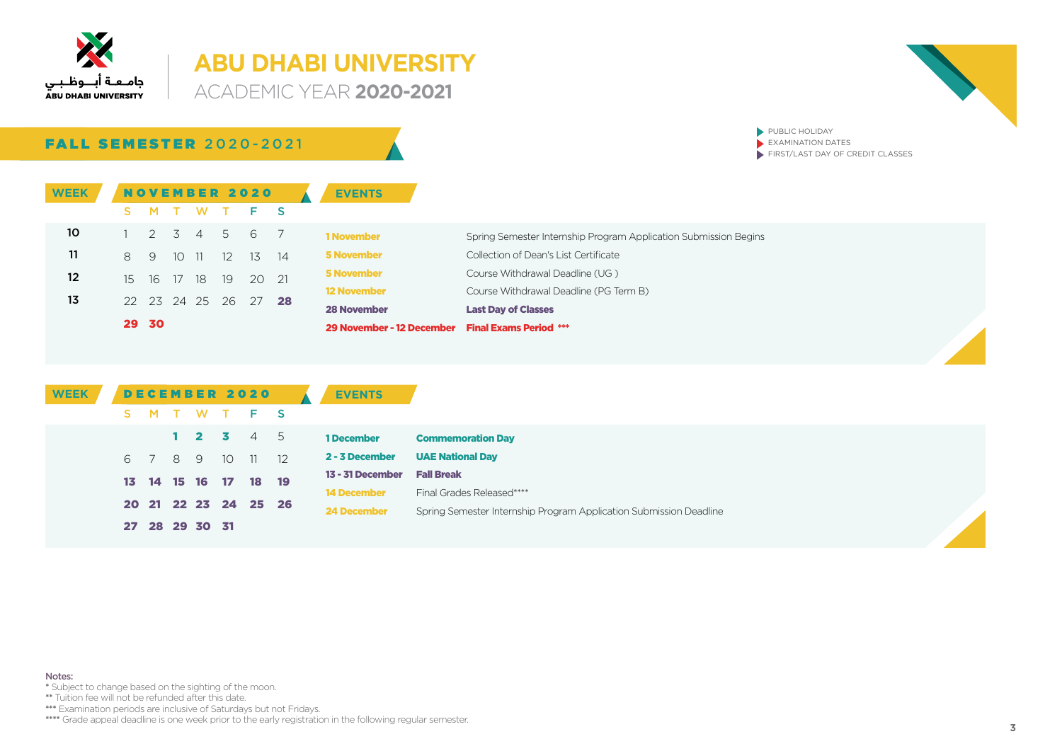# ABU DHABI UNIVERSITY

ACADEMIC YEAR **2020-2021**

## FALL SEMESTER 2020-2021

- PUBLIC HOLIDAY
- EXAMINATION DATES
- FIRST/LAST DAY OF CREDIT CLASSES

### NOVEMBER 2020

| WEEK | S | M | T | W | T | F | S |
|---|---|---|---|---|---|---|---|
| 10 | 1 | 2 | 3 | 4 | 5 | 6 | 7 |
| 11 | 8 | 9 | 10 | 11 | 12 | 13 | 14 |
| 12 | 15 | 16 | 17 | 18 | 19 | 20 | 21 |
| 13 | 22 | 23 | 24 | 25 | 26 | 27 | **28** |
| | **29** | **30** | | | | | |

**EVENTS**

| Date | Event |
|---|---|
| 1 November | Spring Semester Internship Program Application Submission Begins |
| 5 November | Collection of Dean's List Certificate |
| 5 November | Course Withdrawal Deadline (UG ) |
| 12 November | Course Withdrawal Deadline (PG Term B) |
| **28 November** | **Last Day of Classes** |
| **29 November - 12 December** | **Final Exams Period** *** |

### DECEMBER 2020

| WEEK | S | M | T | W | T | F | S |
|---|---|---|---|---|---|---|---|
| | | | **1** | **2** | **3** | 4 | 5 |
| | 6 | 7 | 8 | 9 | 10 | 11 | 12 |
| | **13** | **14** | **15** | **16** | **17** | **18** | **19** |
| | **20** | **21** | **22** | **23** | **24** | **25** | **26** |
| | **27** | **28** | **29** | **30** | **31** | | |

**EVENTS**

| Date | Event |
|---|---|
| **1 December** | **Commemoration Day** |
| **2 - 3 December** | **UAE National Day** |
| **13 - 31 December** | **Fall Break** |
| 14 December | Final Grades Released**** |
| 24 December | Spring Semester Internship Program Application Submission Deadline |

Notes:

* Subject to change based on the sighting of the moon.

** Tuition fee will not be refunded after this date.

*** Examination periods are inclusive of Saturdays but not Fridays.

**** Grade appeal deadline is one week prior to the early registration in the following regular semester.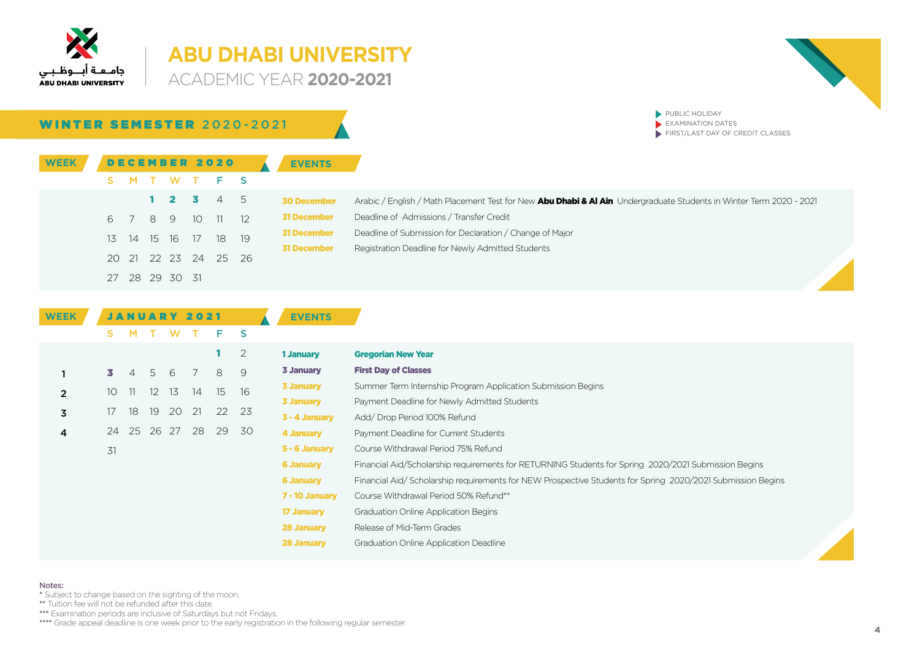جامعة أبوظبي
ABU DHABI UNIVERSITY

# ABU DHABI UNIVERSITY
ACADEMIC YEAR **2020-2021**

## WINTER SEMESTER 2020-2021

- PUBLIC HOLIDAY
- EXAMINATION DATES
- FIRST/LAST DAY OF CREDIT CLASSES

### DECEMBER 2020

| WEEK | S | M | T | W | T | F | S |
|---|---|---|---|---|---|---|---|
| | | | **1** | **2** | **3** | 4 | 5 |
| | 6 | 7 | 8 | 9 | 10 | 11 | 12 |
| | 13 | 14 | 15 | 16 | 17 | 18 | 19 |
| | 20 | 21 | 22 | 23 | 24 | 25 | 26 |
| | 27 | 28 | 29 | 30 | 31 | | |

**EVENTS**

| Date | Event |
|---|---|
| 30 December | Arabic / English / Math Placement Test for New **Abu Dhabi & Al Ain** Undergraduate Students in Winter Term 2020 - 2021 |
| 31 December | Deadline of Admissions / Transfer Credit |
| 31 December | Deadline of Submission for Declaration / Change of Major |
| 31 December | Registration Deadline for Newly Admitted Students |

### JANUARY 2021

| WEEK | S | M | T | W | T | F | S |
|---|---|---|---|---|---|---|---|
| | | | | | | **1** | 2 |
| 1 | **3** | 4 | 5 | 6 | 7 | 8 | 9 |
| 2 | 10 | 11 | 12 | 13 | 14 | 15 | 16 |
| 3 | 17 | 18 | 19 | 20 | 21 | 22 | 23 |
| 4 | 24 | 25 | 26 | 27 | 28 | 29 | 30 |
| | 31 | | | | | | |

**EVENTS**

| Date | Event |
|---|---|
| 1 January | **Gregorian New Year** |
| 3 January | **First Day of Classes** |
| 3 January | Summer Term Internship Program Application Submission Begins |
| 3 January | Payment Deadline for Newly Admitted Students |
| 3 - 4 January | Add/ Drop Period 100% Refund |
| 4 January | Payment Deadline for Current Students |
| 5 - 6 January | Course Withdrawal Period 75% Refund |
| 6 January | Financial Aid/Scholarship requirements for RETURNING Students for Spring 2020/2021 Submission Begins |
| 6 January | Financial Aid/ Scholarship requirements for NEW Prospective Students for Spring 2020/2021 Submission Begins |
| 7 - 10 January | Course Withdrawal Period 50% Refund** |
| 17 January | Graduation Online Application Begins |
| 28 January | Release of Mid-Term Grades |
| 28 January | Graduation Online Application Deadline |

Notes:
* Subject to change based on the sighting of the moon.
** Tuition fee will not be refunded after this date.
*** Examination periods are inclusive of Saturdays but not Fridays.
**** Grade appeal deadline is one week prior to the early registration in the following regular semester.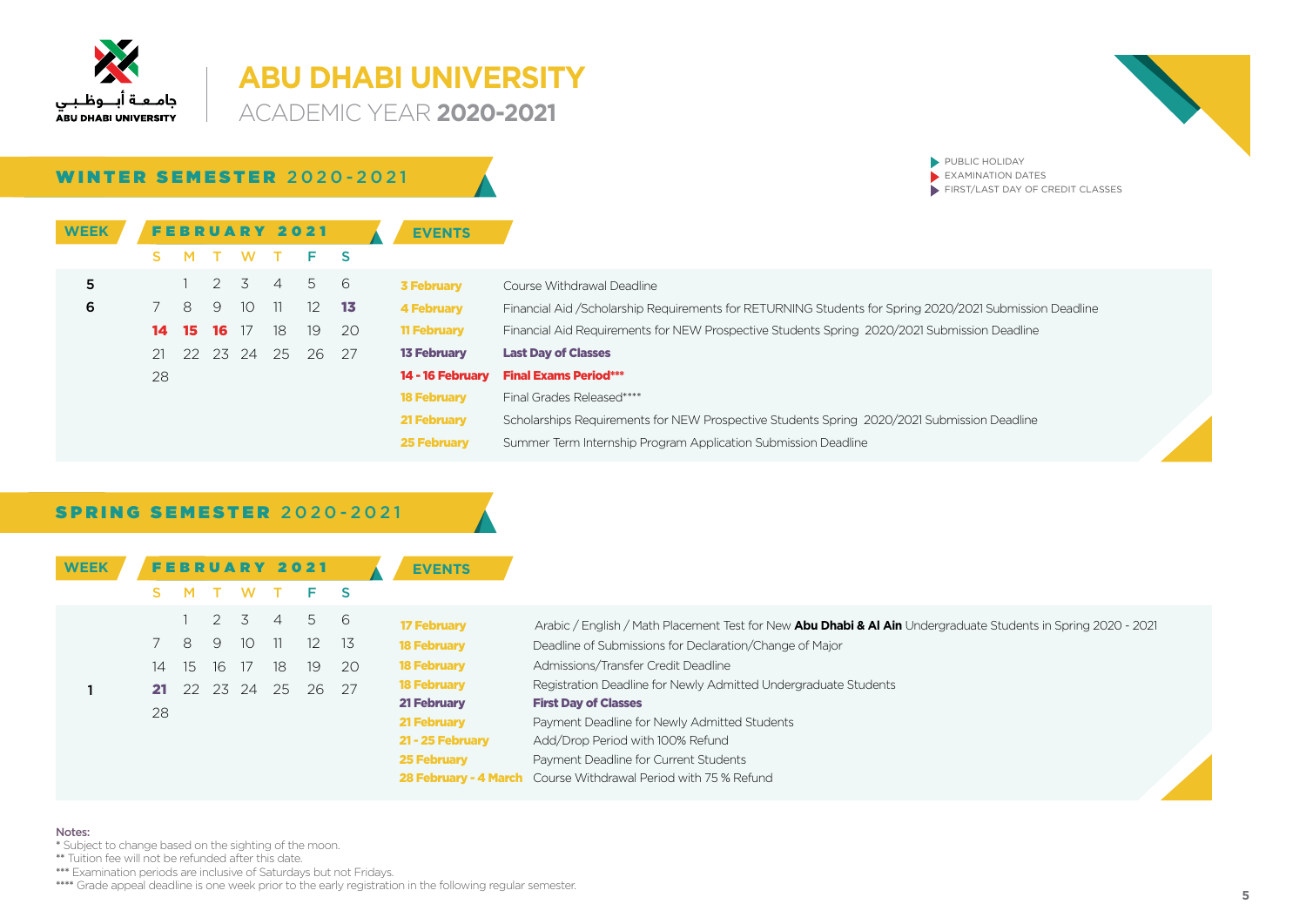جامعة أبوظبي
ABU DHABI UNIVERSITY

# ABU DHABI UNIVERSITY
ACADEMIC YEAR **2020-2021**

- PUBLIC HOLIDAY
- EXAMINATION DATES
- FIRST/LAST DAY OF CREDIT CLASSES

## WINTER SEMESTER 2020-2021

| WEEK | S | M | T | W | T | F | S |
|---|---|---|---|---|---|---|---|
| | **FEBRUARY 2021** | | | | | | |
| 5 | | 1 | 2 | 3 | 4 | 5 | 6 |
| 6 | 7 | 8 | 9 | 10 | 11 | 12 | **13** |
| | **14** | **15** | **16** | 17 | 18 | 19 | 20 |
| | 21 | 22 | 23 | 24 | 25 | 26 | 27 |
| | 28 | | | | | | |

| EVENTS | |
|---|---|
| 3 February | Course Withdrawal Deadline |
| 4 February | Financial Aid /Scholarship Requirements for RETURNING Students for Spring 2020/2021 Submission Deadline |
| 11 February | Financial Aid Requirements for NEW Prospective Students Spring 2020/2021 Submission Deadline |
| **13 February** | **Last Day of Classes** |
| **14 - 16 February** | **Final Exams Period*\*\*** |
| 18 February | Final Grades Released**** |
| 21 February | Scholarships Requirements for NEW Prospective Students Spring 2020/2021 Submission Deadline |
| 25 February | Summer Term Internship Program Application Submission Deadline |

## SPRING SEMESTER 2020-2021

| WEEK | S | M | T | W | T | F | S |
|---|---|---|---|---|---|---|---|
| | **FEBRUARY 2021** | | | | | | |
| | | 1 | 2 | 3 | 4 | 5 | 6 |
| | 7 | 8 | 9 | 10 | 11 | 12 | 13 |
| | 14 | 15 | 16 | 17 | 18 | 19 | 20 |
| 1 | **21** | 22 | 23 | 24 | 25 | 26 | 27 |
| | 28 | | | | | | |

| EVENTS | |
|---|---|
| 17 February | Arabic / English / Math Placement Test for New **Abu Dhabi & Al Ain** Undergraduate Students in Spring 2020 - 2021 |
| 18 February | Deadline of Submissions for Declaration/Change of Major |
| 18 February | Admissions/Transfer Credit Deadline |
| 18 February | Registration Deadline for Newly Admitted Undergraduate Students |
| **21 February** | **First Day of Classes** |
| 21 February | Payment Deadline for Newly Admitted Students |
| 21 - 25 February | Add/Drop Period with 100% Refund |
| 25 February | Payment Deadline for Current Students |
| 28 February - 4 March | Course Withdrawal Period with 75 % Refund |

Notes:
* Subject to change based on the sighting of the moon.
** Tuition fee will not be refunded after this date.
*** Examination periods are inclusive of Saturdays but not Fridays.
**** Grade appeal deadline is one week prior to the early registration in the following regular semester.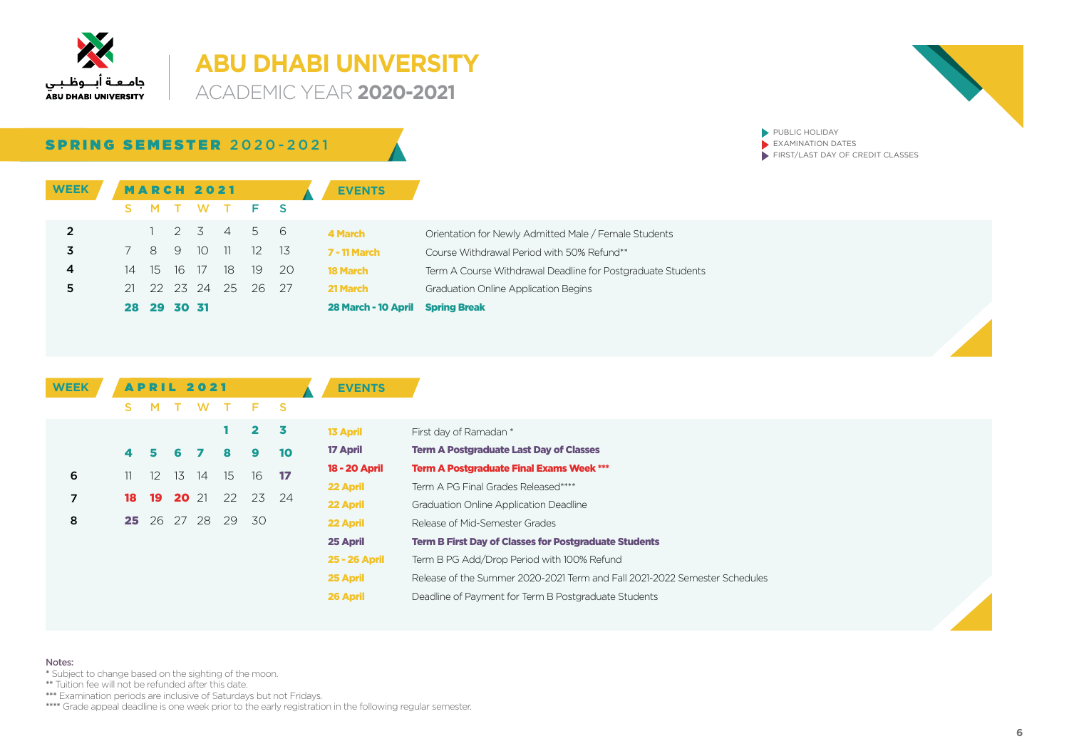# ABU DHABI UNIVERSITY

ACADEMIC YEAR **2020-2021**

- PUBLIC HOLIDAY
- EXAMINATION DATES
- FIRST/LAST DAY OF CREDIT CLASSES

## SPRING SEMESTER 2020-2021

| WEEK | S | M | T | W | T | F | S |
|---|---|---|---|---|---|---|---|
| **MARCH 2021** | | | | | | | |
| 2 | | 1 | 2 | 3 | 4 | 5 | 6 |
| 3 | 7 | 8 | 9 | 10 | 11 | 12 | 13 |
| 4 | 14 | 15 | 16 | 17 | 18 | 19 | 20 |
| 5 | 21 | 22 | 23 | 24 | 25 | 26 | 27 |
| | **28** | **29** | **30** | **31** | | | |

| EVENTS | |
|---|---|
| 4 March | Orientation for Newly Admitted Male / Female Students |
| 7 - 11 March | Course Withdrawal Period with 50% Refund** |
| 18 March | Term A Course Withdrawal Deadline for Postgraduate Students |
| 21 March | Graduation Online Application Begins |
| **28 March - 10 April** | **Spring Break** |

| WEEK | S | M | T | W | T | F | S |
|---|---|---|---|---|---|---|---|
| **APRIL 2021** | | | | | | | |
| | | | | | **1** | **2** | **3** |
| | **4** | **5** | **6** | **7** | **8** | **9** | **10** |
| 6 | 11 | 12 | 13 | 14 | 15 | 16 | **17** |
| 7 | **18** | **19** | **20** | 21 | 22 | 23 | 24 |
| 8 | **25** | 26 | 27 | 28 | 29 | 30 | |

| EVENTS | |
|---|---|
| 13 April | First day of Ramadan * |
| 17 April | **Term A Postgraduate Last Day of Classes** |
| 18 - 20 April | **Term A Postgraduate Final Exams Week *** ** |
| 22 April | Term A PG Final Grades Released**** |
| 22 April | Graduation Online Application Deadline |
| 22 April | Release of Mid-Semester Grades |
| 25 April | **Term B First Day of Classes for Postgraduate Students** |
| 25 - 26 April | Term B PG Add/Drop Period with 100% Refund |
| 25 April | Release of the Summer 2020-2021 Term and Fall 2021-2022 Semester Schedules |
| 26 April | Deadline of Payment for Term B Postgraduate Students |

Notes:

\* Subject to change based on the sighting of the moon.

\*\* Tuition fee will not be refunded after this date.

\*\*\* Examination periods are inclusive of Saturdays but not Fridays.

\*\*\*\* Grade appeal deadline is one week prior to the early registration in the following regular semester.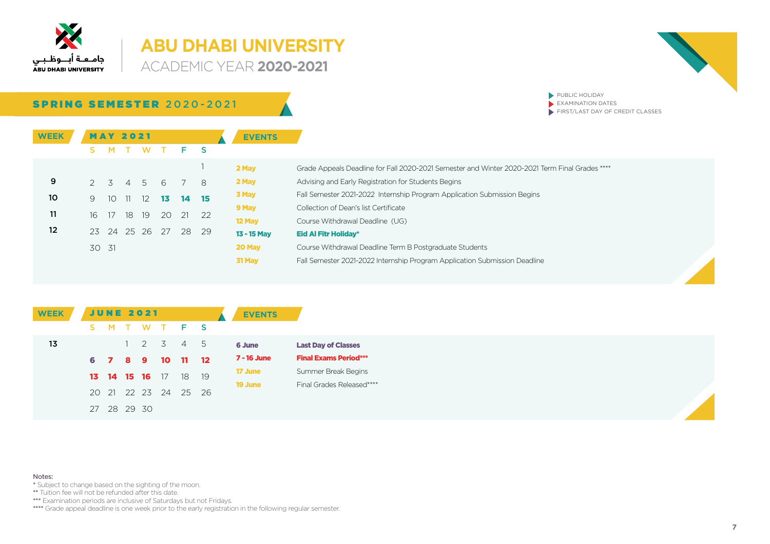# ABU DHABI UNIVERSITY

ACADEMIC YEAR **2020-2021**

## SPRING SEMESTER 2020-2021

- PUBLIC HOLIDAY
- EXAMINATION DATES
- FIRST/LAST DAY OF CREDIT CLASSES

| WEEK | S | M | T | W | T | F | S |
|---|---|---|---|---|---|---|---|
| | | | | | | | 1 |
| 9 | 2 | 3 | 4 | 5 | 6 | 7 | 8 |
| 10 | 9 | 10 | 11 | 12 | **13** | **14** | **15** |
| 11 | 16 | 17 | 18 | 19 | 20 | 21 | 22 |
| 12 | 23 | 24 | 25 | 26 | 27 | 28 | 29 |
| | 30 | 31 | | | | | |

**MAY 2021 – EVENTS**

| Date | Event |
|---|---|
| 2 May | Grade Appeals Deadline for Fall 2020-2021 Semester and Winter 2020-2021 Term Final Grades **** |
| 2 May | Advising and Early Registration for Students Begins |
| 3 May | Fall Semester 2021-2022 Internship Program Application Submission Begins |
| 9 May | Collection of Dean's list Certificate |
| 12 May | Course Withdrawal Deadline (UG) |
| 13 - 15 May | **Eid Al Fitr Holiday*** |
| 20 May | Course Withdrawal Deadline Term B Postgraduate Students |
| 31 May | Fall Semester 2021-2022 Internship Program Application Submission Deadline |

| WEEK | S | M | T | W | T | F | S |
|---|---|---|---|---|---|---|---|
| 13 | | | 1 | 2 | 3 | 4 | 5 |
| | **6** | **7** | **8** | **9** | **10** | **11** | **12** |
| | **13** | **14** | **15** | **16** | 17 | 18 | 19 |
| | 20 | 21 | 22 | 23 | 24 | 25 | 26 |
| | 27 | 28 | 29 | 30 | | | |

**JUNE 2021 – EVENTS**

| Date | Event |
|---|---|
| 6 June | **Last Day of Classes** |
| 7 - 16 June | **Final Exams Period*** ** |
| 17 June | Summer Break Begins |
| 19 June | Final Grades Released**** |

Notes:

* Subject to change based on the sighting of the moon.

** Tuition fee will not be refunded after this date.

*** Examination periods are inclusive of Saturdays but not Fridays.

**** Grade appeal deadline is one week prior to the early registration in the following regular semester.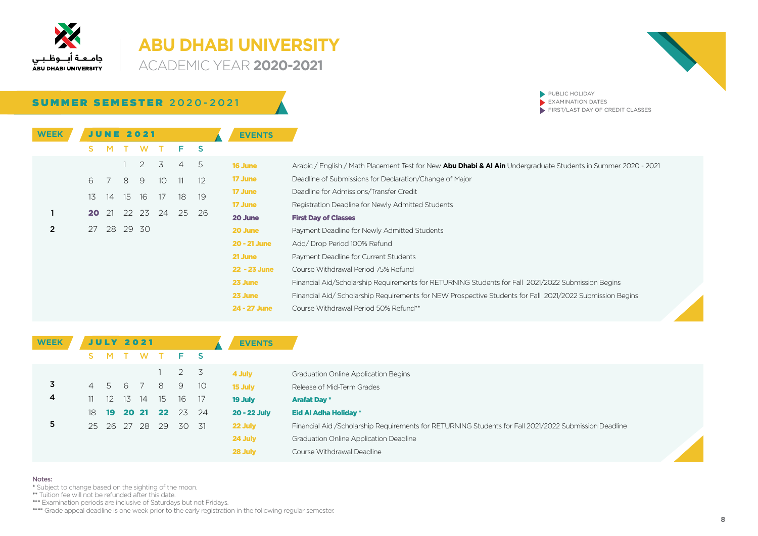جامعة أبوظبي
ABU DHABI UNIVERSITY

# ABU DHABI UNIVERSITY

ACADEMIC YEAR **2020-2021**

## SUMMER SEMESTER 2020-2021

- PUBLIC HOLIDAY
- EXAMINATION DATES
- FIRST/LAST DAY OF CREDIT CLASSES

### JUNE 2021

| WEEK | S | M | T | W | T | F | S |
|---|---|---|---|---|---|---|---|
| | | | 1 | 2 | 3 | 4 | 5 |
| | 6 | 7 | 8 | 9 | 10 | 11 | 12 |
| | 13 | 14 | 15 | 16 | 17 | 18 | 19 |
| 1 | **20** | 21 | 22 | 23 | 24 | 25 | 26 |
| 2 | 27 | 28 | 29 | 30 | | | |

| EVENTS | |
|---|---|
| 16 June | Arabic / English / Math Placement Test for New **Abu Dhabi & Al Ain** Undergraduate Students in Summer 2020 - 2021 |
| 17 June | Deadline of Submissions for Declaration/Change of Major |
| 17 June | Deadline for Admissions/Transfer Credit |
| 17 June | Registration Deadline for Newly Admitted Students |
| **20 June** | **First Day of Classes** |
| 20 June | Payment Deadline for Newly Admitted Students |
| 20 - 21 June | Add/ Drop Period 100% Refund |
| 21 June | Payment Deadline for Current Students |
| 22 - 23 June | Course Withdrawal Period 75% Refund |
| 23 June | Financial Aid/Scholarship Requirements for RETURNING Students for Fall 2021/2022 Submission Begins |
| 23 June | Financial Aid/ Scholarship Requirements for NEW Prospective Students for Fall 2021/2022 Submission Begins |
| 24 - 27 June | Course Withdrawal Period 50% Refund** |

### JULY 2021

| WEEK | S | M | T | W | T | F | S |
|---|---|---|---|---|---|---|---|
| | | | | | 1 | 2 | 3 |
| 3 | 4 | 5 | 6 | 7 | 8 | 9 | 10 |
| 4 | 11 | 12 | 13 | 14 | 15 | 16 | 17 |
| | 18 | **19** | **20** | **21** | **22** | 23 | 24 |
| 5 | 25 | 26 | 27 | 28 | 29 | 30 | 31 |

| EVENTS | |
|---|---|
| 4 July | Graduation Online Application Begins |
| 15 July | Release of Mid-Term Grades |
| **19 July** | **Arafat Day *** |
| **20 - 22 July** | **Eid Al Adha Holiday *** |
| 22 July | Financial Aid /Scholarship Requirements for RETURNING Students for Fall 2021/2022 Submission Deadline |
| 24 July | Graduation Online Application Deadline |
| 28 July | Course Withdrawal Deadline |

**Notes:**

\* Subject to change based on the sighting of the moon.

** Tuition fee will not be refunded after this date.

*** Examination periods are inclusive of Saturdays but not Fridays.

**** Grade appeal deadline is one week prior to the early registration in the following regular semester.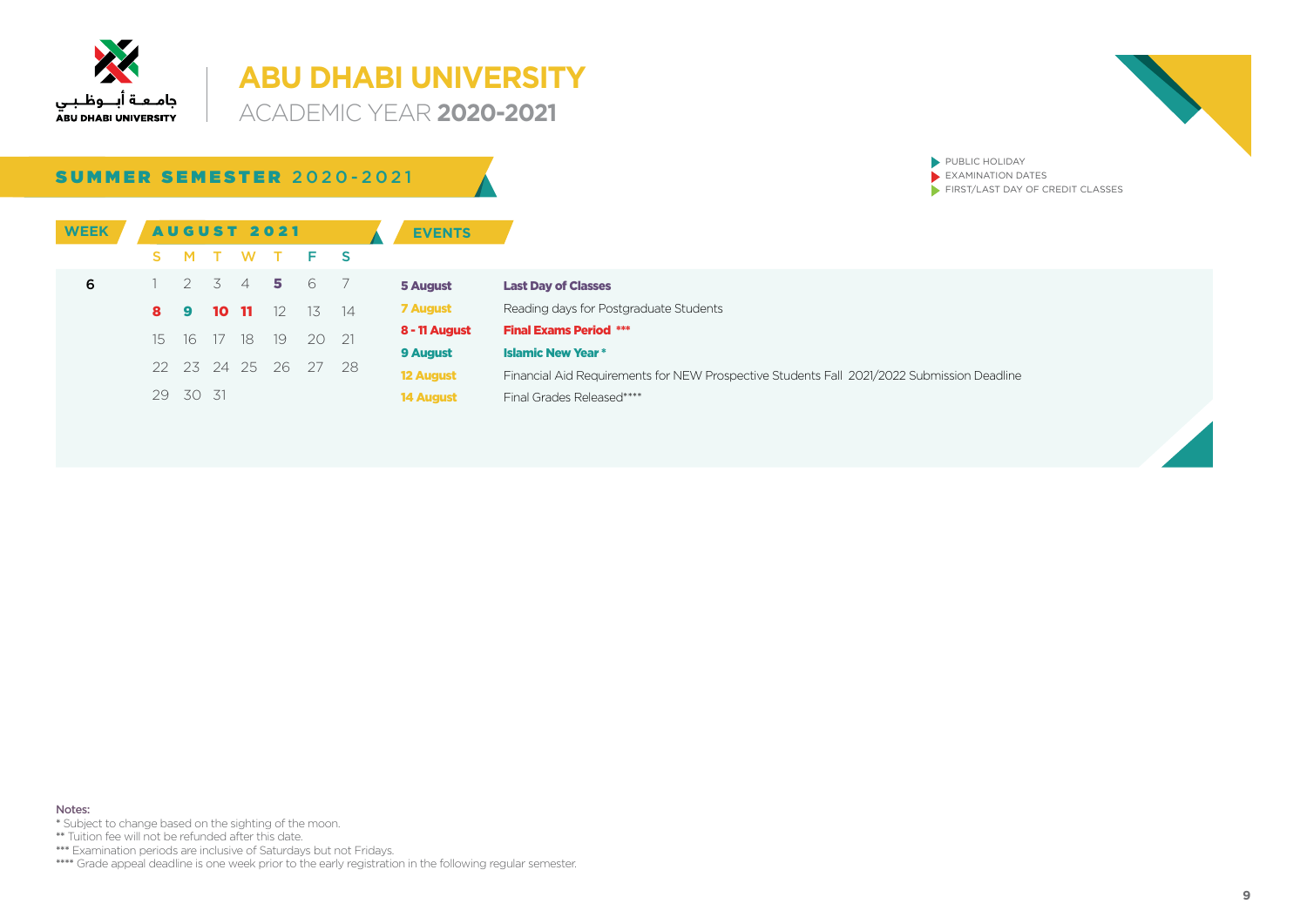# ABU DHABI UNIVERSITY

ACADEMIC YEAR **2020-2021**

جامعة أبوظبي
ABU DHABI UNIVERSITY

- PUBLIC HOLIDAY
- EXAMINATION DATES
- FIRST/LAST DAY OF CREDIT CLASSES

## SUMMER SEMESTER 2020-2021

| WEEK | S | M | T | W | T | F | S |
|---|---|---|---|---|---|---|---|
| | **AUGUST 2021** | | | | | | |
| 6 | 1 | 2 | 3 | 4 | **5** | 6 | 7 |
| | **8** | **9** | **10** | **11** | 12 | 13 | 14 |
| | 15 | 16 | 17 | 18 | 19 | 20 | 21 |
| | 22 | 23 | 24 | 25 | 26 | 27 | 28 |
| | 29 | 30 | 31 | | | | |

### EVENTS

| | |
|---|---|
| **5 August** | **Last Day of Classes** |
| **7 August** | Reading days for Postgraduate Students |
| **8 - 11 August** | **Final Exams Period *** ** |
| **9 August** | **Islamic New Year *** |
| **12 August** | Financial Aid Requirements for NEW Prospective Students Fall 2021/2022 Submission Deadline |
| **14 August** | Final Grades Released**** |

**Notes:**

\* Subject to change based on the sighting of the moon.
** Tuition fee will not be refunded after this date.
*** Examination periods are inclusive of Saturdays but not Fridays.
**** Grade appeal deadline is one week prior to the early registration in the following regular semester.